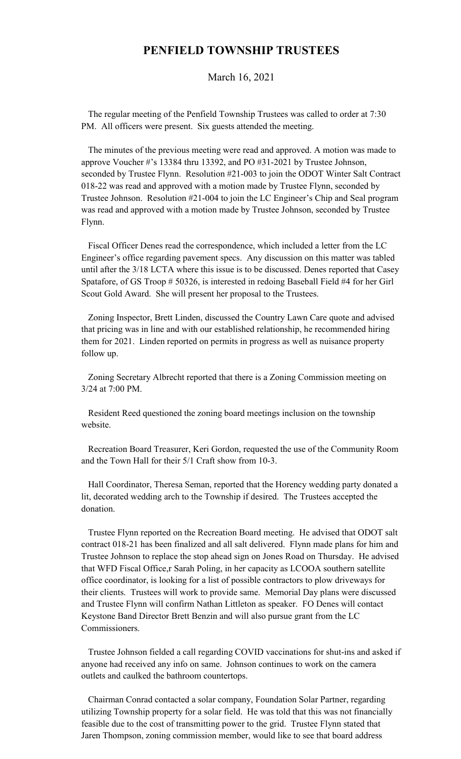# PENFIELD TOWNSHIP TRUSTEES

March 16, 2021

The regular meeting of the Penfield Township Trustees was called to order at 7:30 PM. All officers were present. Six guests attended the meeting.

The minutes of the previous meeting were read and approved. A motion was made to approve Voucher #'s 13384 thru 13392, and PO #31-2021 by Trustee Johnson, seconded by Trustee Flynn. Resolution #21-003 to join the ODOT Winter Salt Contract 018-22 was read and approved with a motion made by Trustee Flynn, seconded by Trustee Johnson. Resolution #21-004 to join the LC Engineer's Chip and Seal program was read and approved with a motion made by Trustee Johnson, seconded by Trustee Flynn.

Fiscal Officer Denes read the correspondence, which included a letter from the LC Engineer's office regarding pavement specs. Any discussion on this matter was tabled until after the 3/18 LCTA where this issue is to be discussed. Denes reported that Casey Spatafore, of GS Troop # 50326, is interested in redoing Baseball Field #4 for her Girl Scout Gold Award. She will present her proposal to the Trustees.

Zoning Inspector, Brett Linden, discussed the Country Lawn Care quote and advised that pricing was in line and with our established relationship, he recommended hiring them for 2021. Linden reported on permits in progress as well as nuisance property follow up.

Zoning Secretary Albrecht reported that there is a Zoning Commission meeting on 3/24 at 7:00 PM.

Resident Reed questioned the zoning board meetings inclusion on the township website.

Recreation Board Treasurer, Keri Gordon, requested the use of the Community Room and the Town Hall for their 5/1 Craft show from 10-3.

Hall Coordinator, Theresa Seman, reported that the Horency wedding party donated a lit, decorated wedding arch to the Township if desired. The Trustees accepted the donation.

Trustee Flynn reported on the Recreation Board meeting. He advised that ODOT salt contract 018-21 has been finalized and all salt delivered. Flynn made plans for him and Trustee Johnson to replace the stop ahead sign on Jones Road on Thursday. He advised that WFD Fiscal Office,r Sarah Poling, in her capacity as LCOOA southern satellite office coordinator, is looking for a list of possible contractors to plow driveways for their clients. Trustees will work to provide same. Memorial Day plans were discussed and Trustee Flynn will confirm Nathan Littleton as speaker. FO Denes will contact Keystone Band Director Brett Benzin and will also pursue grant from the LC Commissioners.

Trustee Johnson fielded a call regarding COVID vaccinations for shut-ins and asked if anyone had received any info on same. Johnson continues to work on the camera outlets and caulked the bathroom countertops.

Chairman Conrad contacted a solar company, Foundation Solar Partner, regarding utilizing Township property for a solar field. He was told that this was not financially feasible due to the cost of transmitting power to the grid. Trustee Flynn stated that Jaren Thompson, zoning commission member, would like to see that board address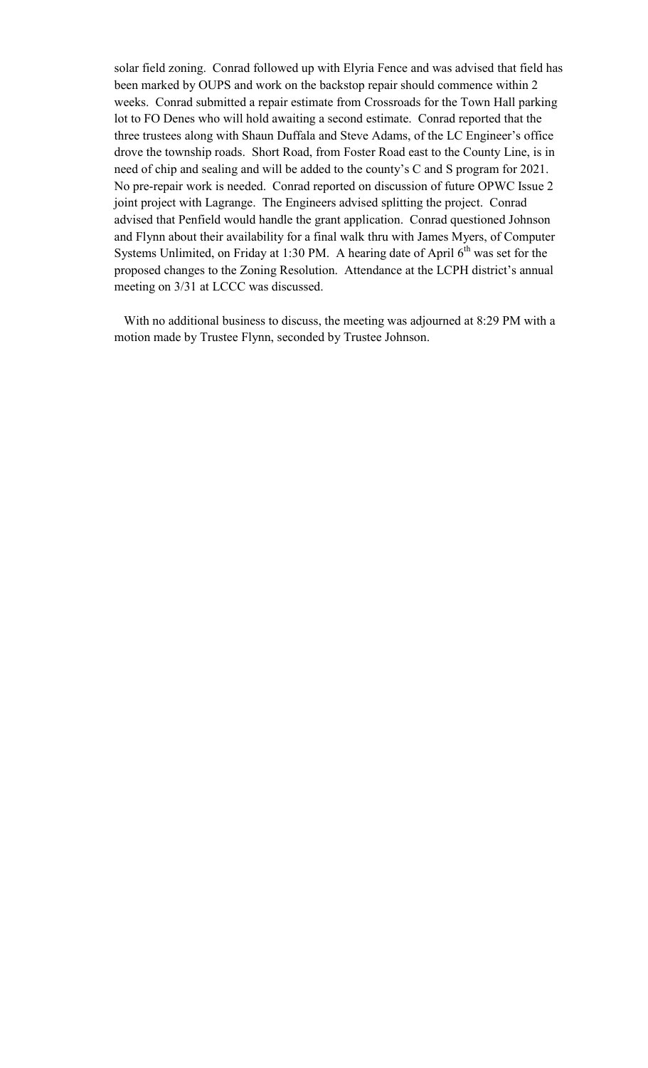solar field zoning. Conrad followed up with Elyria Fence and was advised that field has been marked by OUPS and work on the backstop repair should commence within 2 weeks. Conrad submitted a repair estimate from Crossroads for the Town Hall parking lot to FO Denes who will hold awaiting a second estimate. Conrad reported that the three trustees along with Shaun Duffala and Steve Adams, of the LC Engineer's office drove the township roads. Short Road, from Foster Road east to the County Line, is in need of chip and sealing and will be added to the county's C and S program for 2021. No pre-repair work is needed. Conrad reported on discussion of future OPWC Issue 2 joint project with Lagrange. The Engineers advised splitting the project. Conrad advised that Penfield would handle the grant application. Conrad questioned Johnson and Flynn about their availability for a final walk thru with James Myers, of Computer Systems Unlimited, on Friday at 1:30 PM. A hearing date of April 6th was set for the proposed changes to the Zoning Resolution. Attendance at the LCPH district's annual meeting on 3/31 at LCCC was discussed.

With no additional business to discuss, the meeting was adjourned at 8:29 PM with a motion made by Trustee Flynn, seconded by Trustee Johnson.